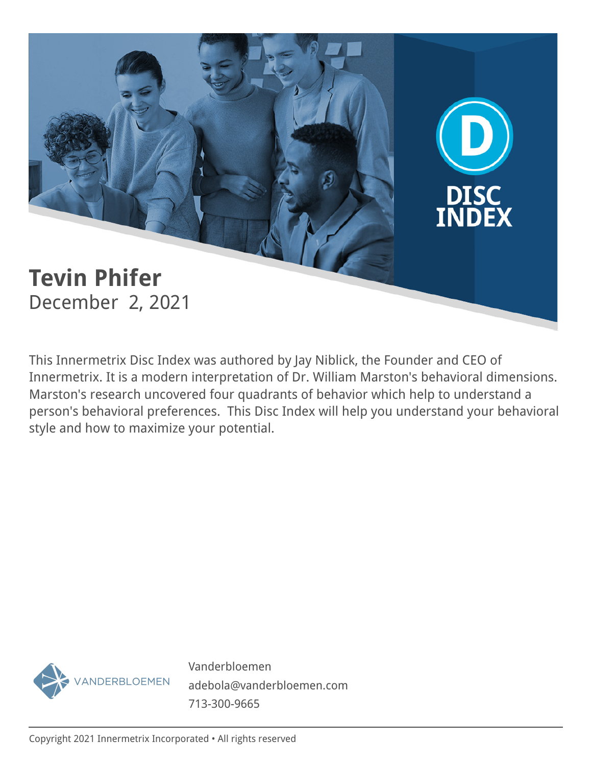DISC INDEX

# Tevin Phifer

December 2, 2021

This Innermetrix Disc Index was authored by Jay Niblick, the Founder and CEO of Innermetrix. It is a modern interpretation of Dr. William Marston's behavioral dimensions. Marston's research uncovered four quadrants of behavior which help to understand a person's behavioral preferences. This Disc Index will help you understand your behavioral style and how to maximize your potential.

VANDERBLOEMEN

Vanderbloemen
adebola@vanderbloemen.com
713-300-9665

Copyright 2021 Innermetrix Incorporated • All rights reserved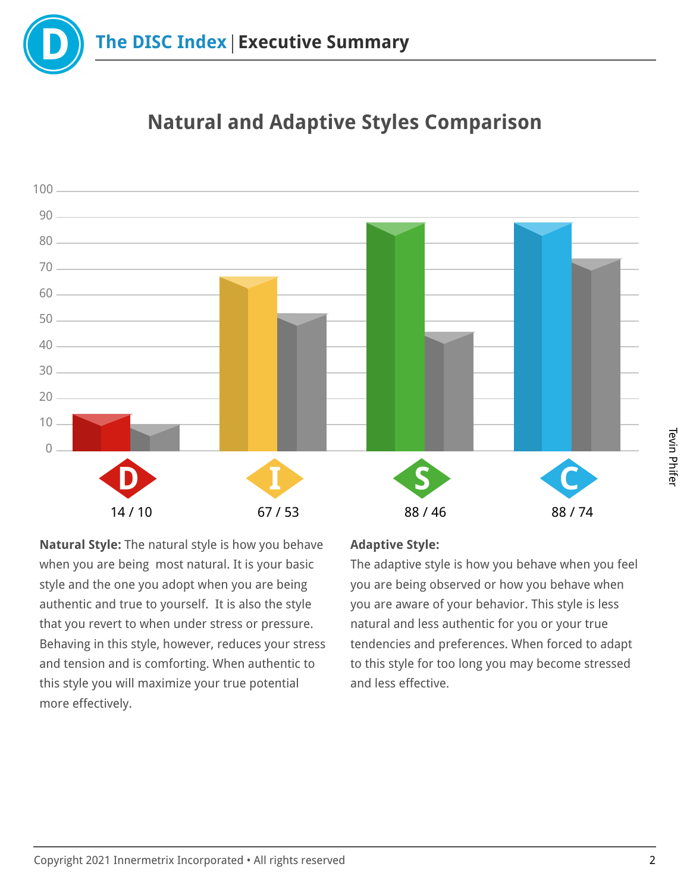## Natural and Adaptive Styles Comparison

| D | I | S | C |
|---|---|---|---|
| 14 / 10 | 67 / 53 | 88 / 46 | 88 / 74 |

**Natural Style:** The natural style is how you behave when you are being most natural. It is your basic style and the one you adopt when you are being authentic and true to yourself. It is also the style that you revert to when under stress or pressure. Behaving in this style, however, reduces your stress and tension and is comforting. When authentic to this style you will maximize your true potential more effectively.

**Adaptive Style:**
The adaptive style is how you behave when you feel you are being observed or how you behave when you are aware of your behavior. This style is less natural and less authentic for you or your true tendencies and preferences. When forced to adapt to this style for too long you may become stressed and less effective.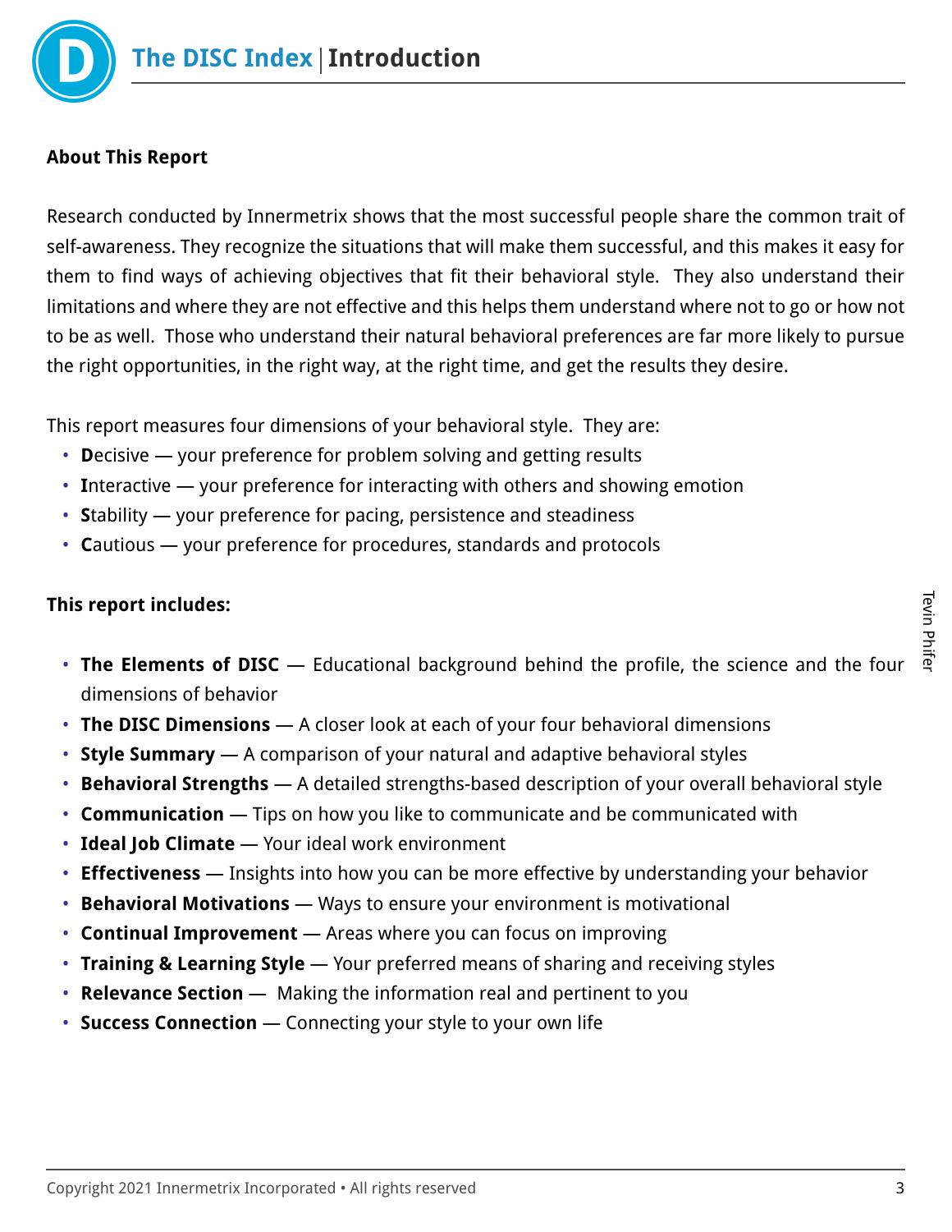# The DISC Index | Introduction

**About This Report**

Research conducted by Innermetrix shows that the most successful people share the common trait of self-awareness. They recognize the situations that will make them successful, and this makes it easy for them to find ways of achieving objectives that fit their behavioral style. They also understand their limitations and where they are not effective and this helps them understand where not to go or how not to be as well. Those who understand their natural behavioral preferences are far more likely to pursue the right opportunities, in the right way, at the right time, and get the results they desire.

This report measures four dimensions of your behavioral style. They are:

- **D**ecisive — your preference for problem solving and getting results
- **I**nteractive — your preference for interacting with others and showing emotion
- **S**tability — your preference for pacing, persistence and steadiness
- **C**autious — your preference for procedures, standards and protocols

**This report includes:**

- **The Elements of DISC** — Educational background behind the profile, the science and the four dimensions of behavior
- **The DISC Dimensions** — A closer look at each of your four behavioral dimensions
- **Style Summary** — A comparison of your natural and adaptive behavioral styles
- **Behavioral Strengths** — A detailed strengths-based description of your overall behavioral style
- **Communication** — Tips on how you like to communicate and be communicated with
- **Ideal Job Climate** — Your ideal work environment
- **Effectiveness** — Insights into how you can be more effective by understanding your behavior
- **Behavioral Motivations** — Ways to ensure your environment is motivational
- **Continual Improvement** — Areas where you can focus on improving
- **Training & Learning Style** — Your preferred means of sharing and receiving styles
- **Relevance Section** — Making the information real and pertinent to you
- **Success Connection** — Connecting your style to your own life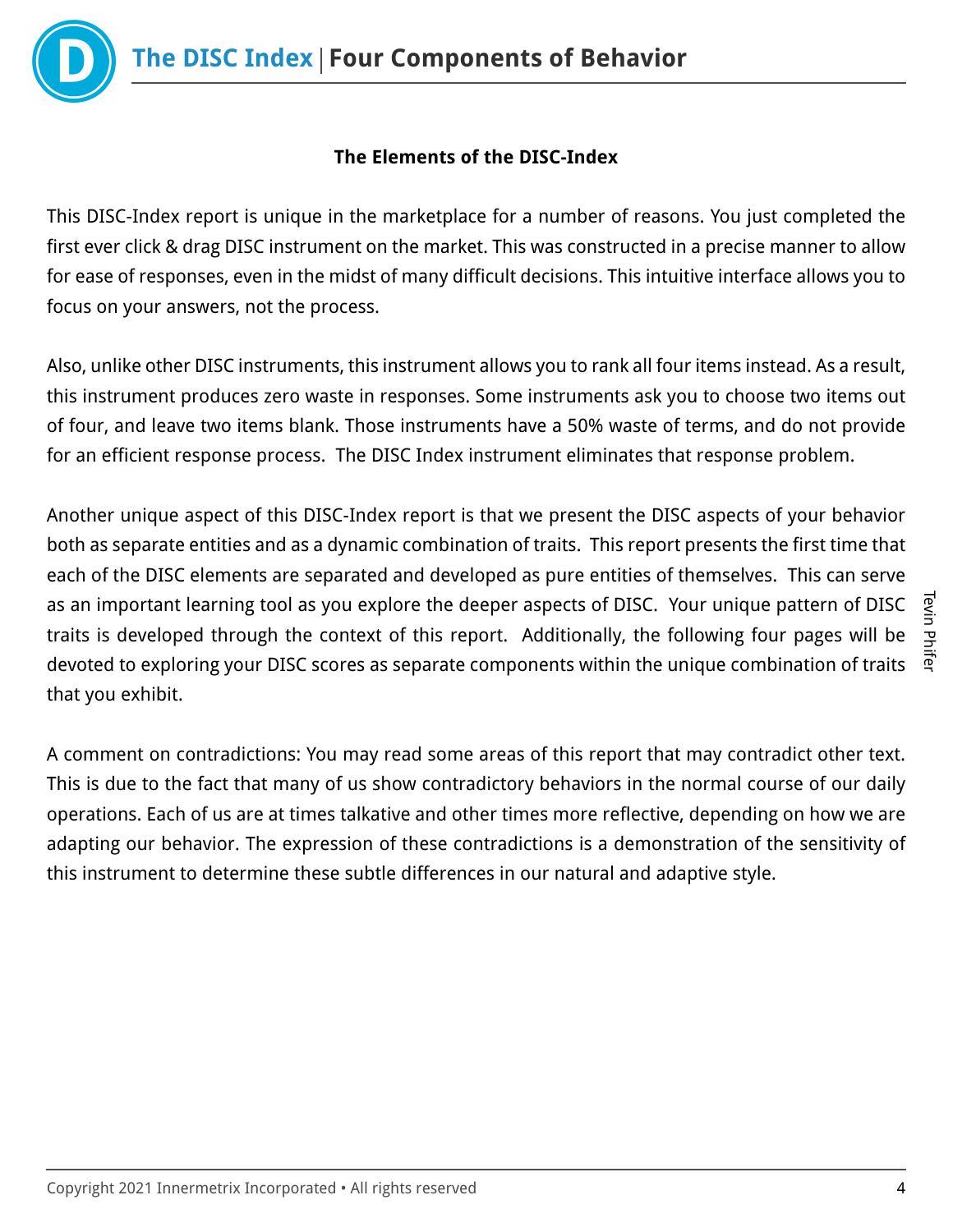## The Elements of the DISC-Index

This DISC-Index report is unique in the marketplace for a number of reasons. You just completed the first ever click & drag DISC instrument on the market. This was constructed in a precise manner to allow for ease of responses, even in the midst of many difficult decisions. This intuitive interface allows you to focus on your answers, not the process.

Also, unlike other DISC instruments, this instrument allows you to rank all four items instead. As a result, this instrument produces zero waste in responses. Some instruments ask you to choose two items out of four, and leave two items blank. Those instruments have a 50% waste of terms, and do not provide for an efficient response process. The DISC Index instrument eliminates that response problem.

Another unique aspect of this DISC-Index report is that we present the DISC aspects of your behavior both as separate entities and as a dynamic combination of traits. This report presents the first time that each of the DISC elements are separated and developed as pure entities of themselves. This can serve as an important learning tool as you explore the deeper aspects of DISC. Your unique pattern of DISC traits is developed through the context of this report. Additionally, the following four pages will be devoted to exploring your DISC scores as separate components within the unique combination of traits that you exhibit.

A comment on contradictions: You may read some areas of this report that may contradict other text. This is due to the fact that many of us show contradictory behaviors in the normal course of our daily operations. Each of us are at times talkative and other times more reflective, depending on how we are adapting our behavior. The expression of these contradictions is a demonstration of the sensitivity of this instrument to determine these subtle differences in our natural and adaptive style.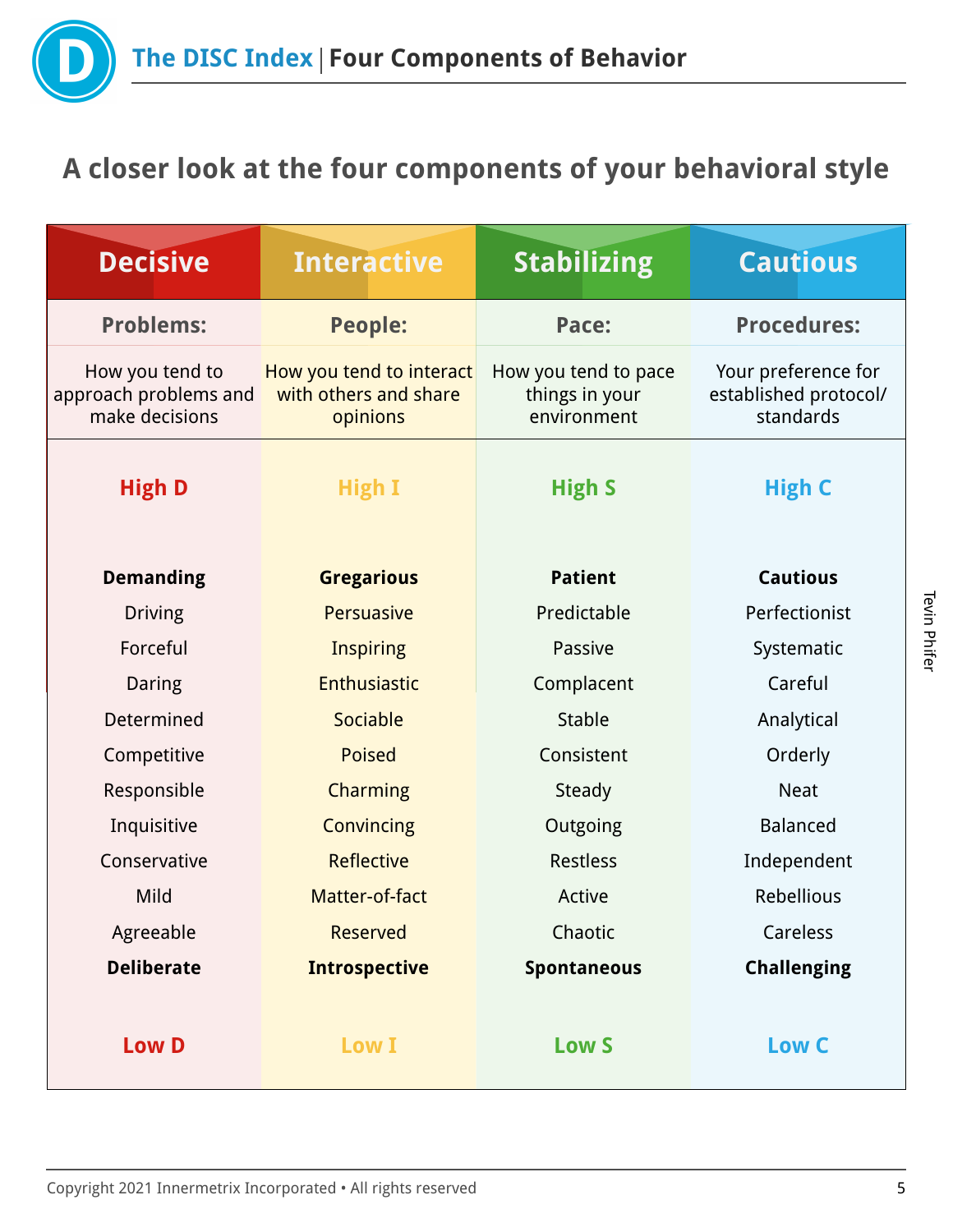# The DISC Index | Four Components of Behavior

## A closer look at the four components of your behavioral style

| Decisive | Interactive | Stabilizing | Cautious |
|---|---|---|---|
| **Problems:** | **People:** | **Pace:** | **Procedures:** |
| How you tend to approach problems and make decisions | How you tend to interact with others and share opinions | How you tend to pace things in your environment | Your preference for established protocol/ standards |
| **High D** | **High I** | **High S** | **High C** |
| **Demanding** | **Gregarious** | **Patient** | **Cautious** |
| Driving | Persuasive | Predictable | Perfectionist |
| Forceful | Inspiring | Passive | Systematic |
| Daring | Enthusiastic | Complacent | Careful |
| Determined | Sociable | Stable | Analytical |
| Competitive | Poised | Consistent | Orderly |
| Responsible | Charming | Steady | Neat |
| Inquisitive | Convincing | Outgoing | Balanced |
| Conservative | Reflective | Restless | Independent |
| Mild | Matter-of-fact | Active | Rebellious |
| Agreeable | Reserved | Chaotic | Careless |
| **Deliberate** | **Introspective** | **Spontaneous** | **Challenging** |
| **Low D** | **Low I** | **Low S** | **Low C** |

Tevin Phifer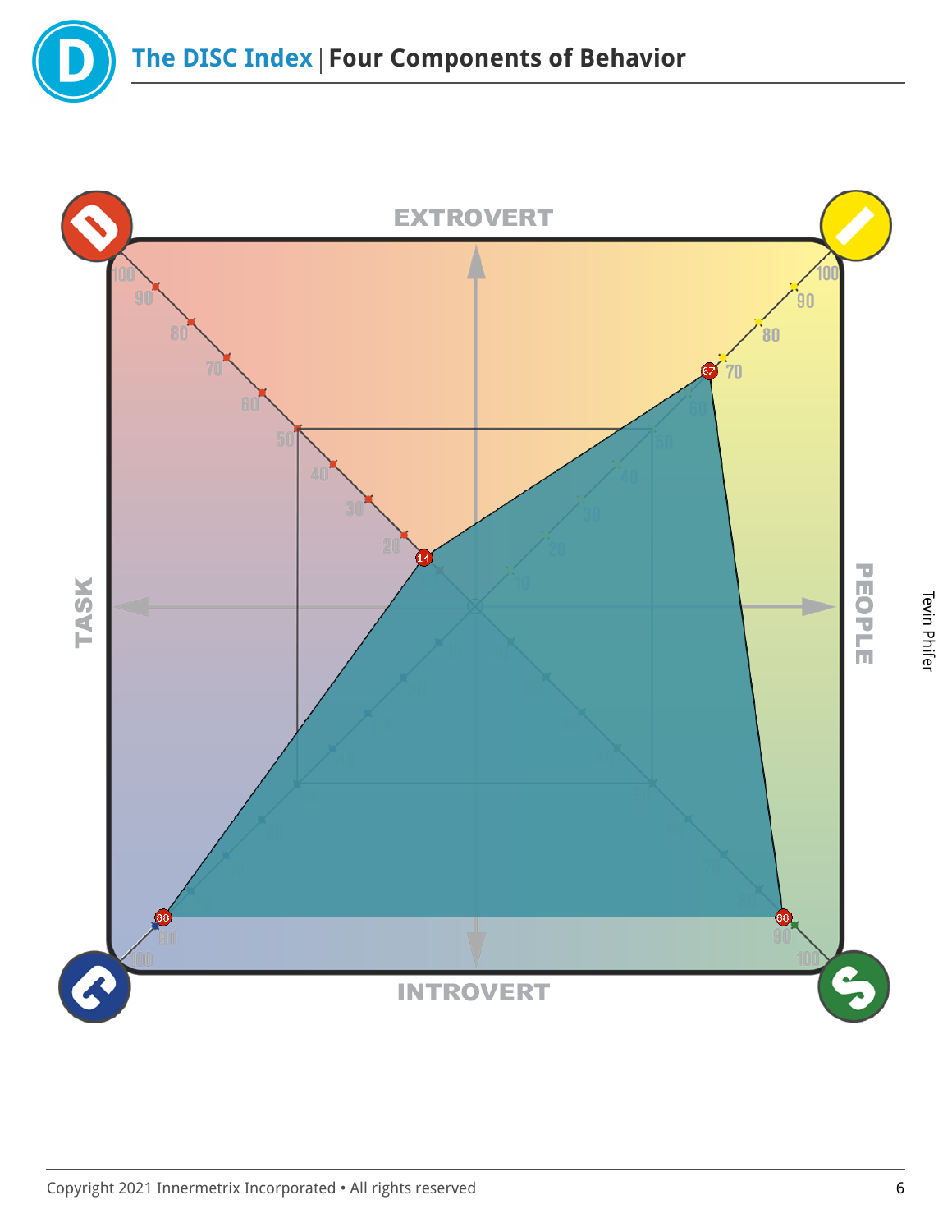# The DISC Index | Four Components of Behavior

EXTROVERT

TASK

PEOPLE

INTROVERT

D: 14

I: 67

S: 88

C: 88

Tevin Phifer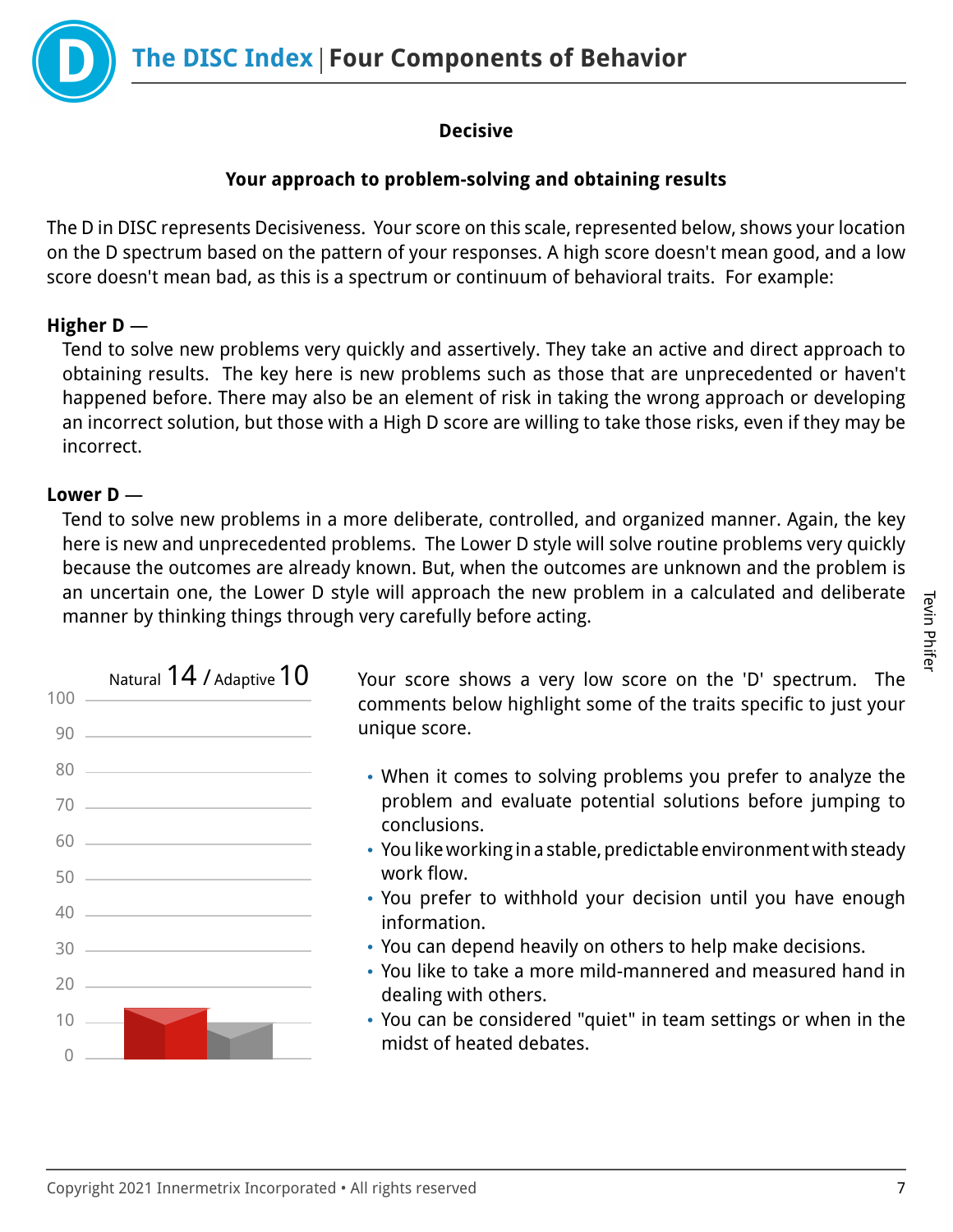# The DISC Index | Four Components of Behavior

**Decisive**

**Your approach to problem-solving and obtaining results**

The D in DISC represents Decisiveness. Your score on this scale, represented below, shows your location on the D spectrum based on the pattern of your responses. A high score doesn't mean good, and a low score doesn't mean bad, as this is a spectrum or continuum of behavioral traits. For example:

**Higher D —**

Tend to solve new problems very quickly and assertively. They take an active and direct approach to obtaining results. The key here is new problems such as those that are unprecedented or haven't happened before. There may also be an element of risk in taking the wrong approach or developing an incorrect solution, but those with a High D score are willing to take those risks, even if they may be incorrect.

**Lower D —**

Tend to solve new problems in a more deliberate, controlled, and organized manner. Again, the key here is new and unprecedented problems. The Lower D style will solve routine problems very quickly because the outcomes are already known. But, when the outcomes are unknown and the problem is an uncertain one, the Lower D style will approach the new problem in a calculated and deliberate manner by thinking things through very carefully before acting.

Natural 14 / Adaptive 10

Your score shows a very low score on the 'D' spectrum. The comments below highlight some of the traits specific to just your unique score.

- When it comes to solving problems you prefer to analyze the problem and evaluate potential solutions before jumping to conclusions.
- You like working in a stable, predictable environment with steady work flow.
- You prefer to withhold your decision until you have enough information.
- You can depend heavily on others to help make decisions.
- You like to take a more mild-mannered and measured hand in dealing with others.
- You can be considered "quiet" in team settings or when in the midst of heated debates.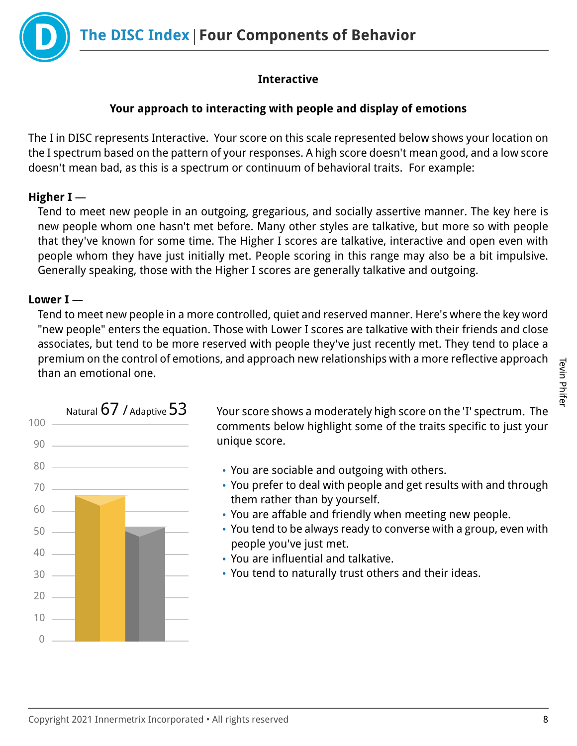## Interactive

### Your approach to interacting with people and display of emotions

The I in DISC represents Interactive. Your score on this scale represented below shows your location on the I spectrum based on the pattern of your responses. A high score doesn't mean good, and a low score doesn't mean bad, as this is a spectrum or continuum of behavioral traits. For example:

**Higher I —**

Tend to meet new people in an outgoing, gregarious, and socially assertive manner. The key here is new people whom one hasn't met before. Many other styles are talkative, but more so with people that they've known for some time. The Higher I scores are talkative, interactive and open even with people whom they have just initially met. People scoring in this range may also be a bit impulsive. Generally speaking, those with the Higher I scores are generally talkative and outgoing.

**Lower I —**

Tend to meet new people in a more controlled, quiet and reserved manner. Here's where the key word "new people" enters the equation. Those with Lower I scores are talkative with their friends and close associates, but tend to be more reserved with people they've just recently met. They tend to place a premium on the control of emotions, and approach new relationships with a more reflective approach than an emotional one.

Natural 67 / Adaptive 53

Your score shows a moderately high score on the 'I' spectrum. The comments below highlight some of the traits specific to just your unique score.

- You are sociable and outgoing with others.
- You prefer to deal with people and get results with and through them rather than by yourself.
- You are affable and friendly when meeting new people.
- You tend to be always ready to converse with a group, even with people you've just met.
- You are influential and talkative.
- You tend to naturally trust others and their ideas.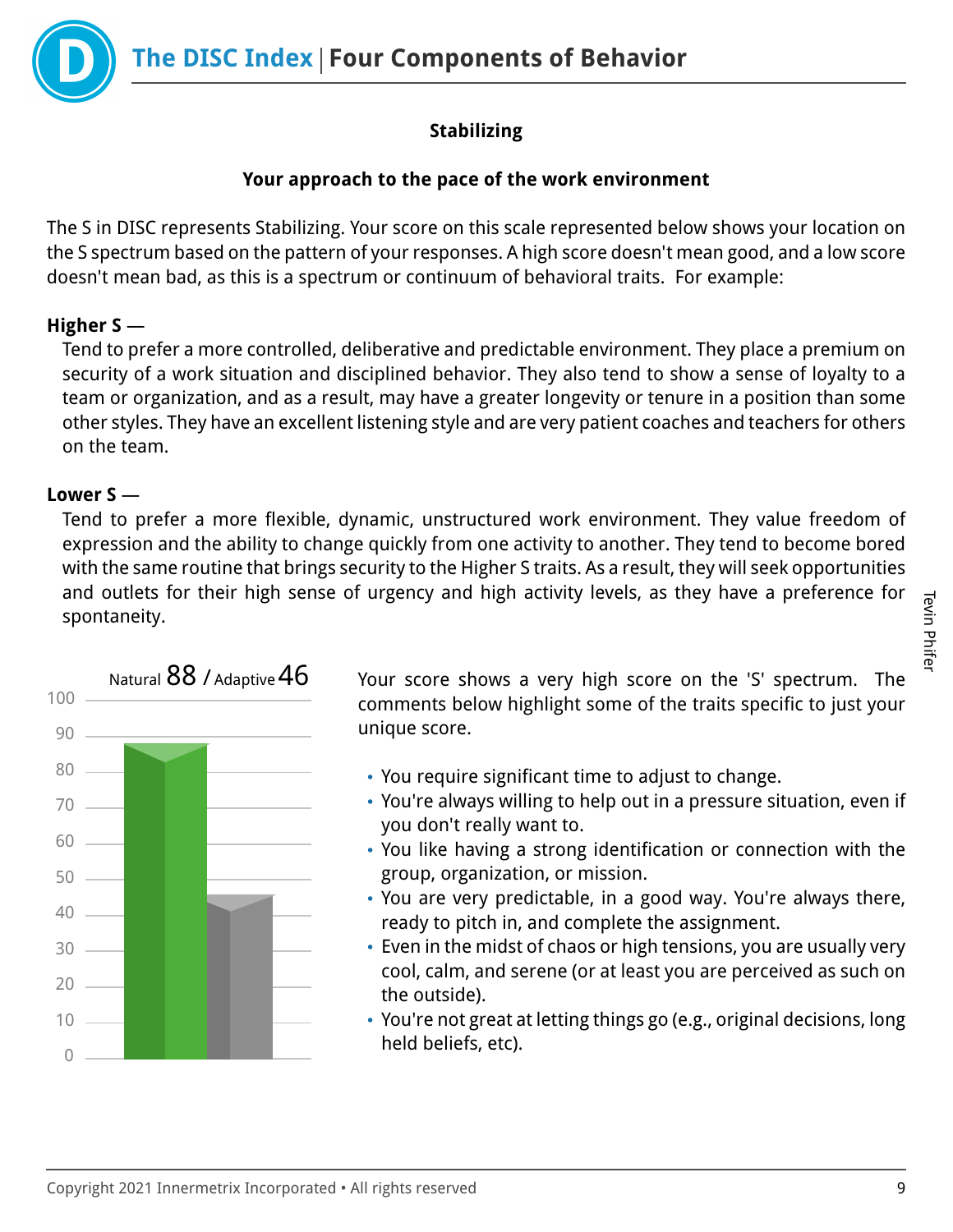### Stabilizing

**Your approach to the pace of the work environment**

The S in DISC represents Stabilizing. Your score on this scale represented below shows your location on the S spectrum based on the pattern of your responses. A high score doesn't mean good, and a low score doesn't mean bad, as this is a spectrum or continuum of behavioral traits. For example:

**Higher S** —

Tend to prefer a more controlled, deliberative and predictable environment. They place a premium on security of a work situation and disciplined behavior. They also tend to show a sense of loyalty to a team or organization, and as a result, may have a greater longevity or tenure in a position than some other styles. They have an excellent listening style and are very patient coaches and teachers for others on the team.

**Lower S** —

Tend to prefer a more flexible, dynamic, unstructured work environment. They value freedom of expression and the ability to change quickly from one activity to another. They tend to become bored with the same routine that brings security to the Higher S traits. As a result, they will seek opportunities and outlets for their high sense of urgency and high activity levels, as they have a preference for spontaneity.

Natural 88 / Adaptive 46

Your score shows a very high score on the 'S' spectrum. The comments below highlight some of the traits specific to just your unique score.

- You require significant time to adjust to change.
- You're always willing to help out in a pressure situation, even if you don't really want to.
- You like having a strong identification or connection with the group, organization, or mission.
- You are very predictable, in a good way. You're always there, ready to pitch in, and complete the assignment.
- Even in the midst of chaos or high tensions, you are usually very cool, calm, and serene (or at least you are perceived as such on the outside).
- You're not great at letting things go (e.g., original decisions, long held beliefs, etc).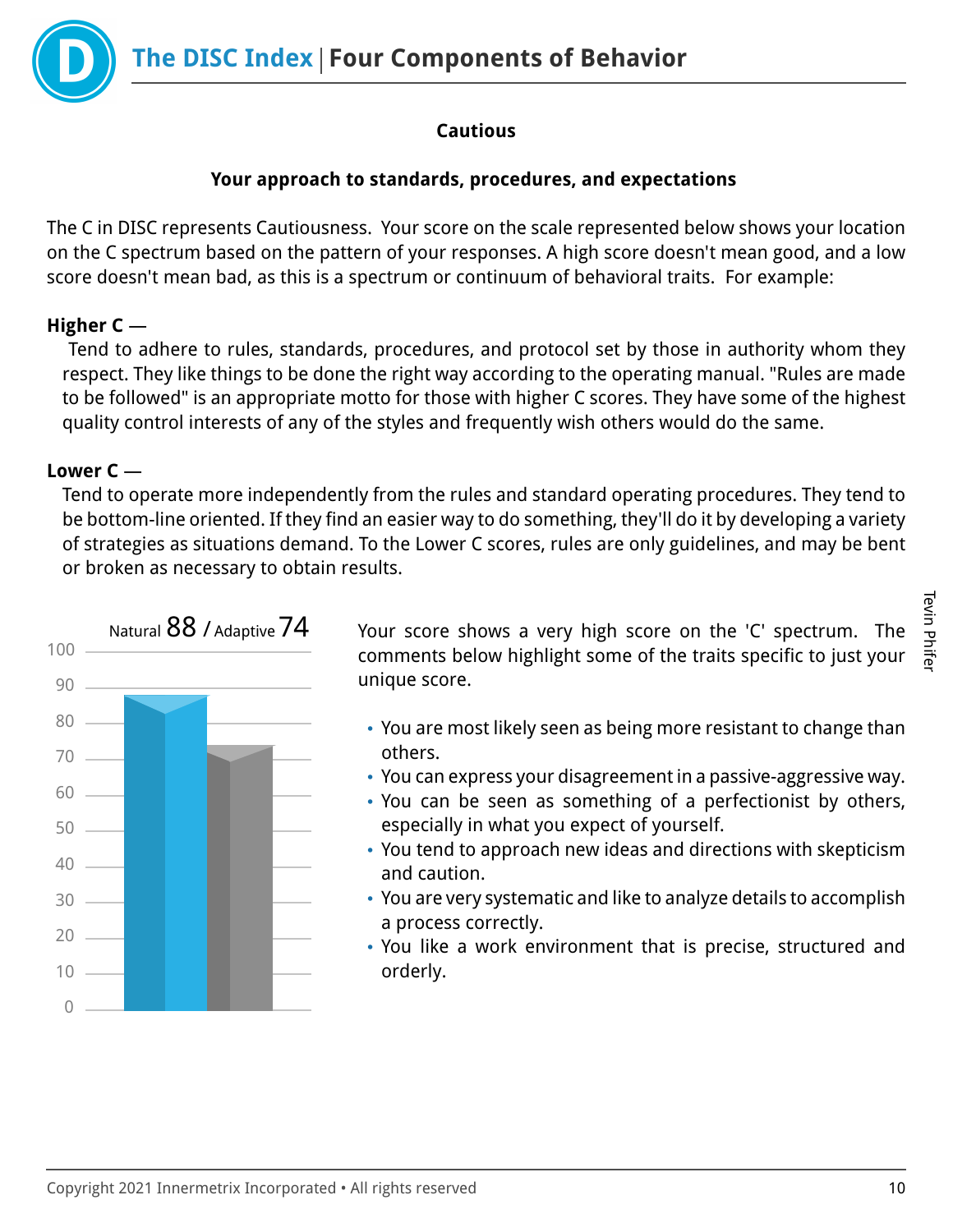# The DISC Index | Four Components of Behavior

### Cautious

### Your approach to standards, procedures, and expectations

The C in DISC represents Cautiousness. Your score on the scale represented below shows your location on the C spectrum based on the pattern of your responses. A high score doesn't mean good, and a low score doesn't mean bad, as this is a spectrum or continuum of behavioral traits. For example:

**Higher C —**

Tend to adhere to rules, standards, procedures, and protocol set by those in authority whom they respect. They like things to be done the right way according to the operating manual. "Rules are made to be followed" is an appropriate motto for those with higher C scores. They have some of the highest quality control interests of any of the styles and frequently wish others would do the same.

**Lower C —**

Tend to operate more independently from the rules and standard operating procedures. They tend to be bottom-line oriented. If they find an easier way to do something, they'll do it by developing a variety of strategies as situations demand. To the Lower C scores, rules are only guidelines, and may be bent or broken as necessary to obtain results.

Natural 88 / Adaptive 74

Your score shows a very high score on the 'C' spectrum. The comments below highlight some of the traits specific to just your unique score.

- You are most likely seen as being more resistant to change than others.
- You can express your disagreement in a passive-aggressive way.
- You can be seen as something of a perfectionist by others, especially in what you expect of yourself.
- You tend to approach new ideas and directions with skepticism and caution.
- You are very systematic and like to analyze details to accomplish a process correctly.
- You like a work environment that is precise, structured and orderly.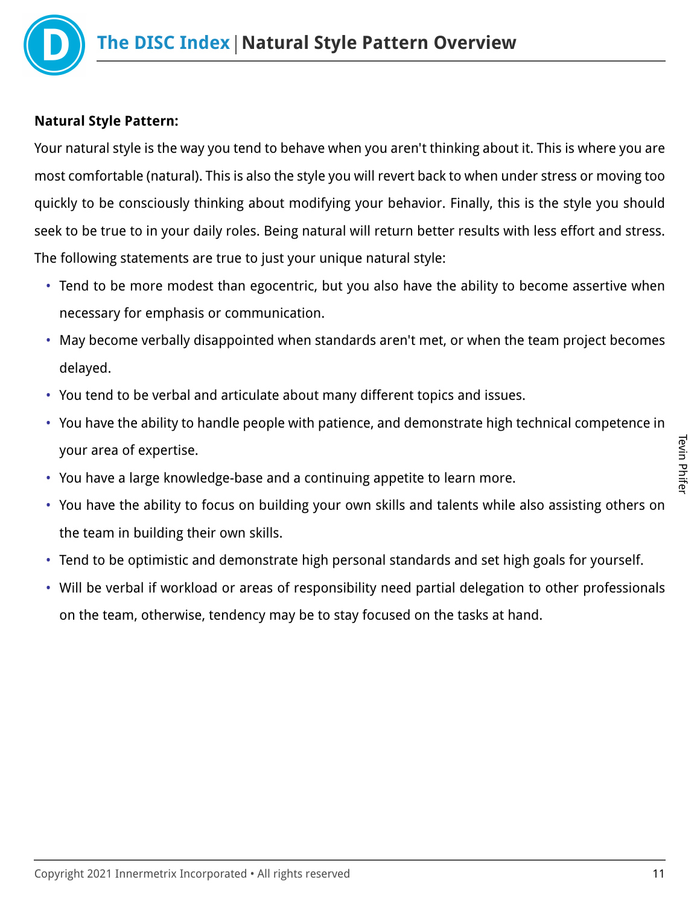# The DISC Index | Natural Style Pattern Overview

**Natural Style Pattern:**

Your natural style is the way you tend to behave when you aren't thinking about it. This is where you are most comfortable (natural). This is also the style you will revert back to when under stress or moving too quickly to be consciously thinking about modifying your behavior. Finally, this is the style you should seek to be true to in your daily roles. Being natural will return better results with less effort and stress. The following statements are true to just your unique natural style:

- Tend to be more modest than egocentric, but you also have the ability to become assertive when necessary for emphasis or communication.
- May become verbally disappointed when standards aren't met, or when the team project becomes delayed.
- You tend to be verbal and articulate about many different topics and issues.
- You have the ability to handle people with patience, and demonstrate high technical competence in your area of expertise.
- You have a large knowledge-base and a continuing appetite to learn more.
- You have the ability to focus on building your own skills and talents while also assisting others on the team in building their own skills.
- Tend to be optimistic and demonstrate high personal standards and set high goals for yourself.
- Will be verbal if workload or areas of responsibility need partial delegation to other professionals on the team, otherwise, tendency may be to stay focused on the tasks at hand.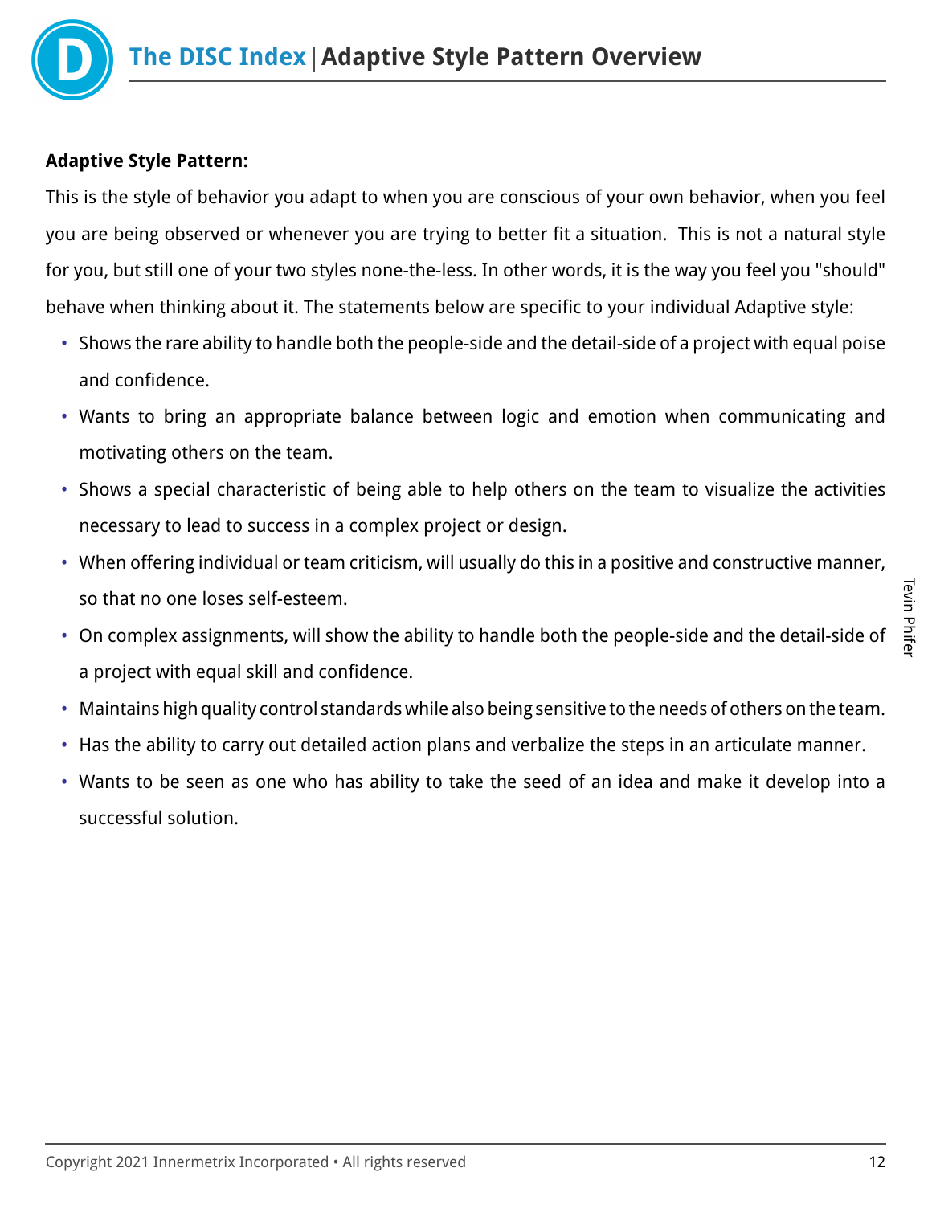# The DISC Index | Adaptive Style Pattern Overview

**Adaptive Style Pattern:**

This is the style of behavior you adapt to when you are conscious of your own behavior, when you feel you are being observed or whenever you are trying to better fit a situation. This is not a natural style for you, but still one of your two styles none-the-less. In other words, it is the way you feel you "should" behave when thinking about it. The statements below are specific to your individual Adaptive style:

- Shows the rare ability to handle both the people-side and the detail-side of a project with equal poise and confidence.
- Wants to bring an appropriate balance between logic and emotion when communicating and motivating others on the team.
- Shows a special characteristic of being able to help others on the team to visualize the activities necessary to lead to success in a complex project or design.
- When offering individual or team criticism, will usually do this in a positive and constructive manner, so that no one loses self-esteem.
- On complex assignments, will show the ability to handle both the people-side and the detail-side of a project with equal skill and confidence.
- Maintains high quality control standards while also being sensitive to the needs of others on the team.
- Has the ability to carry out detailed action plans and verbalize the steps in an articulate manner.
- Wants to be seen as one who has ability to take the seed of an idea and make it develop into a successful solution.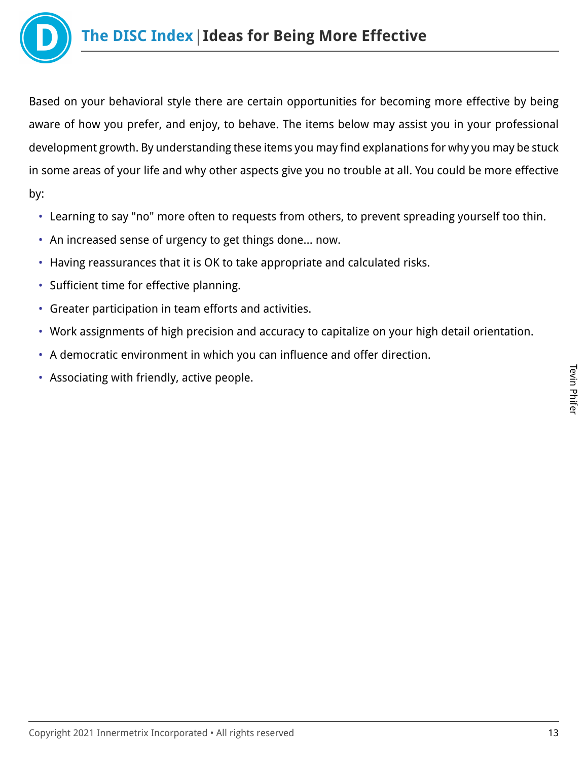# The DISC Index | Ideas for Being More Effective

Based on your behavioral style there are certain opportunities for becoming more effective by being aware of how you prefer, and enjoy, to behave. The items below may assist you in your professional development growth. By understanding these items you may find explanations for why you may be stuck in some areas of your life and why other aspects give you no trouble at all. You could be more effective by:

- Learning to say "no" more often to requests from others, to prevent spreading yourself too thin.
- An increased sense of urgency to get things done... now.
- Having reassurances that it is OK to take appropriate and calculated risks.
- Sufficient time for effective planning.
- Greater participation in team efforts and activities.
- Work assignments of high precision and accuracy to capitalize on your high detail orientation.
- A democratic environment in which you can influence and offer direction.
- Associating with friendly, active people.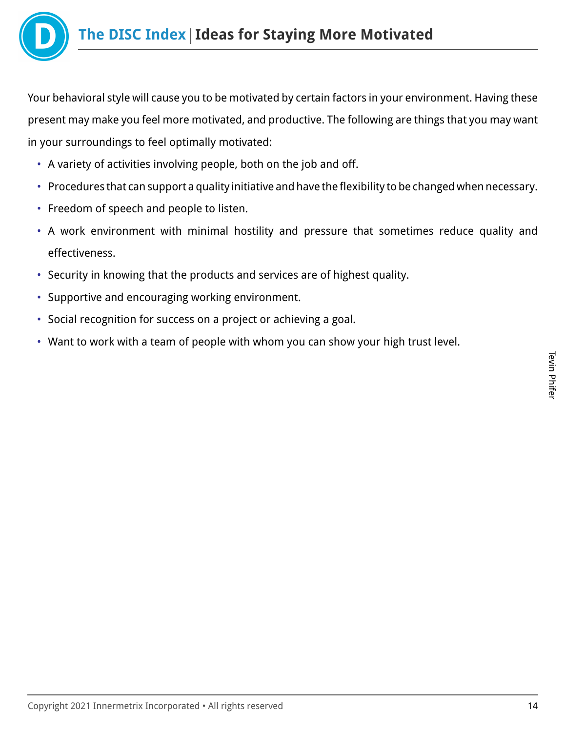# The DISC Index | Ideas for Staying More Motivated

Your behavioral style will cause you to be motivated by certain factors in your environment. Having these present may make you feel more motivated, and productive. The following are things that you may want in your surroundings to feel optimally motivated:

- A variety of activities involving people, both on the job and off.
- Procedures that can support a quality initiative and have the flexibility to be changed when necessary.
- Freedom of speech and people to listen.
- A work environment with minimal hostility and pressure that sometimes reduce quality and effectiveness.
- Security in knowing that the products and services are of highest quality.
- Supportive and encouraging working environment.
- Social recognition for success on a project or achieving a goal.
- Want to work with a team of people with whom you can show your high trust level.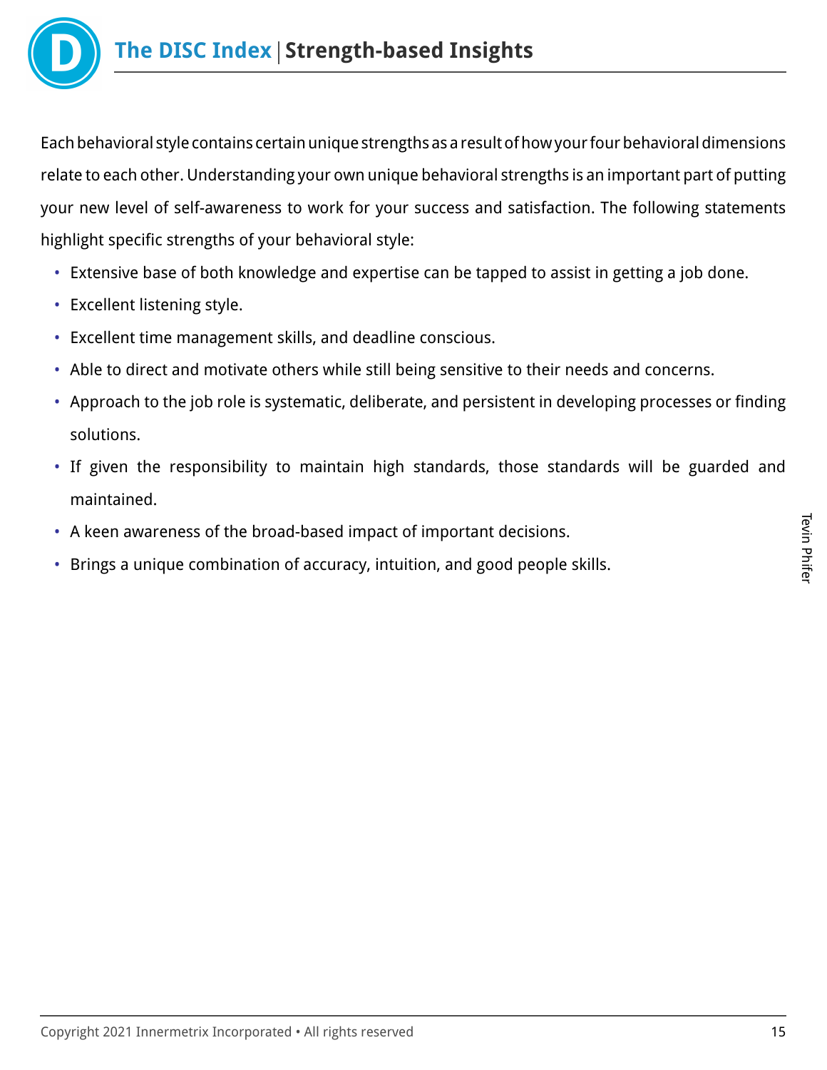# The DISC Index | Strength-based Insights

Each behavioral style contains certain unique strengths as a result of how your four behavioral dimensions relate to each other. Understanding your own unique behavioral strengths is an important part of putting your new level of self-awareness to work for your success and satisfaction. The following statements highlight specific strengths of your behavioral style:

- Extensive base of both knowledge and expertise can be tapped to assist in getting a job done.
- Excellent listening style.
- Excellent time management skills, and deadline conscious.
- Able to direct and motivate others while still being sensitive to their needs and concerns.
- Approach to the job role is systematic, deliberate, and persistent in developing processes or finding solutions.
- If given the responsibility to maintain high standards, those standards will be guarded and maintained.
- A keen awareness of the broad-based impact of important decisions.
- Brings a unique combination of accuracy, intuition, and good people skills.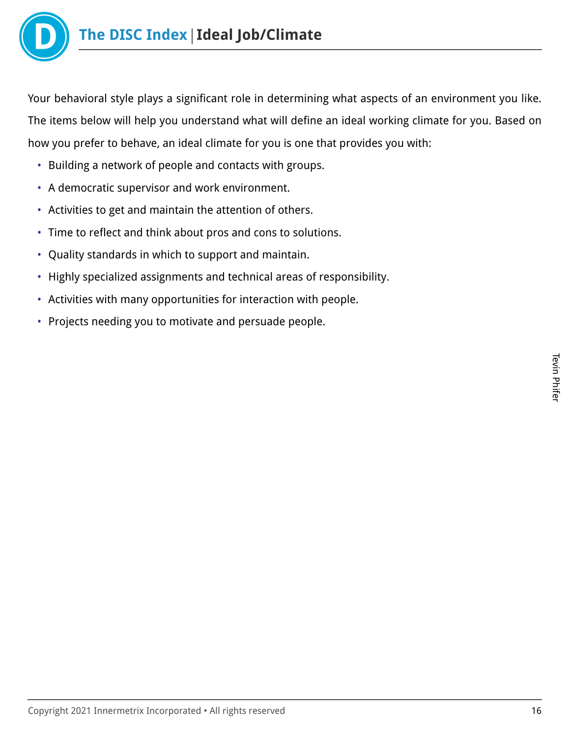# The DISC Index | Ideal Job/Climate

Your behavioral style plays a significant role in determining what aspects of an environment you like. The items below will help you understand what will define an ideal working climate for you. Based on how you prefer to behave, an ideal climate for you is one that provides you with:

- Building a network of people and contacts with groups.
- A democratic supervisor and work environment.
- Activities to get and maintain the attention of others.
- Time to reflect and think about pros and cons to solutions.
- Quality standards in which to support and maintain.
- Highly specialized assignments and technical areas of responsibility.
- Activities with many opportunities for interaction with people.
- Projects needing you to motivate and persuade people.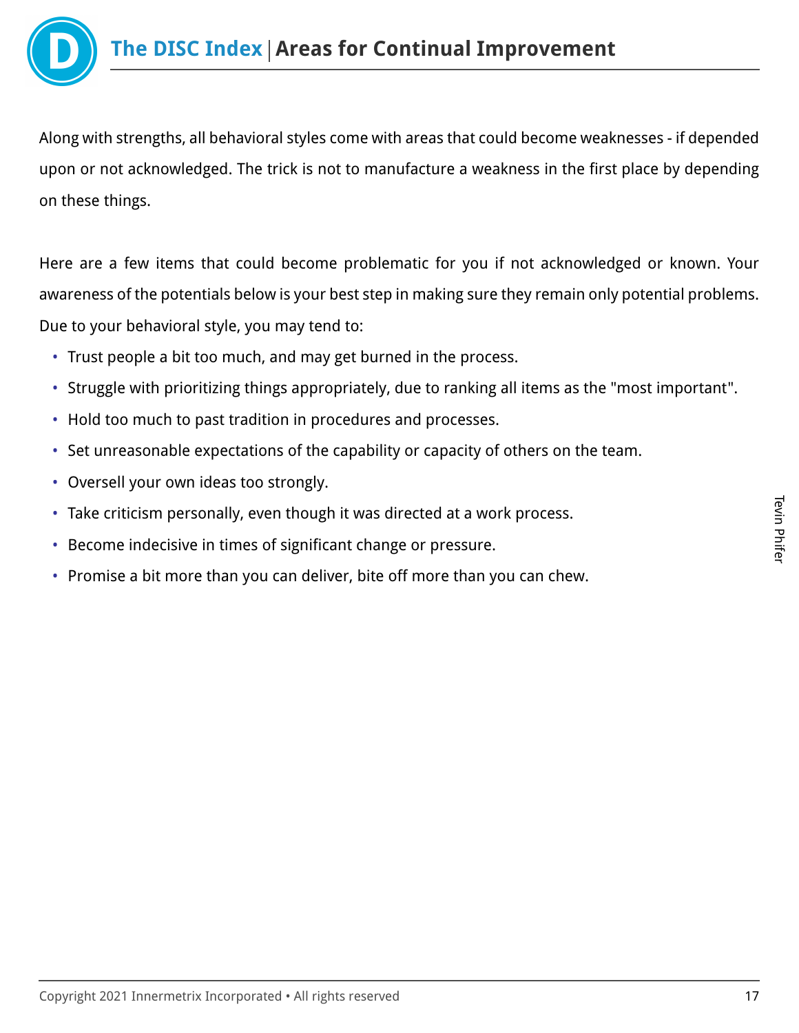# The DISC Index | Areas for Continual Improvement

Along with strengths, all behavioral styles come with areas that could become weaknesses - if depended upon or not acknowledged. The trick is not to manufacture a weakness in the first place by depending on these things.

Here are a few items that could become problematic for you if not acknowledged or known. Your awareness of the potentials below is your best step in making sure they remain only potential problems. Due to your behavioral style, you may tend to:

- Trust people a bit too much, and may get burned in the process.
- Struggle with prioritizing things appropriately, due to ranking all items as the "most important".
- Hold too much to past tradition in procedures and processes.
- Set unreasonable expectations of the capability or capacity of others on the team.
- Oversell your own ideas too strongly.
- Take criticism personally, even though it was directed at a work process.
- Become indecisive in times of significant change or pressure.
- Promise a bit more than you can deliver, bite off more than you can chew.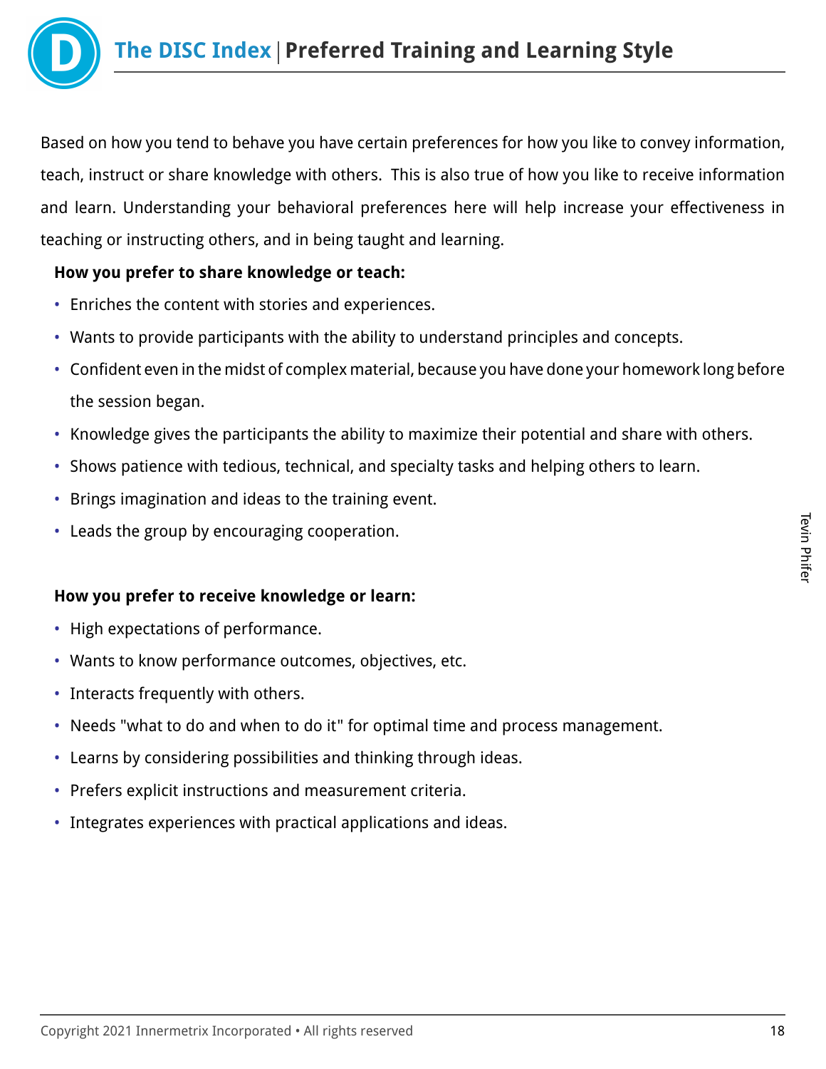# The DISC Index | Preferred Training and Learning Style

Based on how you tend to behave you have certain preferences for how you like to convey information, teach, instruct or share knowledge with others. This is also true of how you like to receive information and learn. Understanding your behavioral preferences here will help increase your effectiveness in teaching or instructing others, and in being taught and learning.

**How you prefer to share knowledge or teach:**

- Enriches the content with stories and experiences.
- Wants to provide participants with the ability to understand principles and concepts.
- Confident even in the midst of complex material, because you have done your homework long before the session began.
- Knowledge gives the participants the ability to maximize their potential and share with others.
- Shows patience with tedious, technical, and specialty tasks and helping others to learn.
- Brings imagination and ideas to the training event.
- Leads the group by encouraging cooperation.

**How you prefer to receive knowledge or learn:**

- High expectations of performance.
- Wants to know performance outcomes, objectives, etc.
- Interacts frequently with others.
- Needs "what to do and when to do it" for optimal time and process management.
- Learns by considering possibilities and thinking through ideas.
- Prefers explicit instructions and measurement criteria.
- Integrates experiences with practical applications and ideas.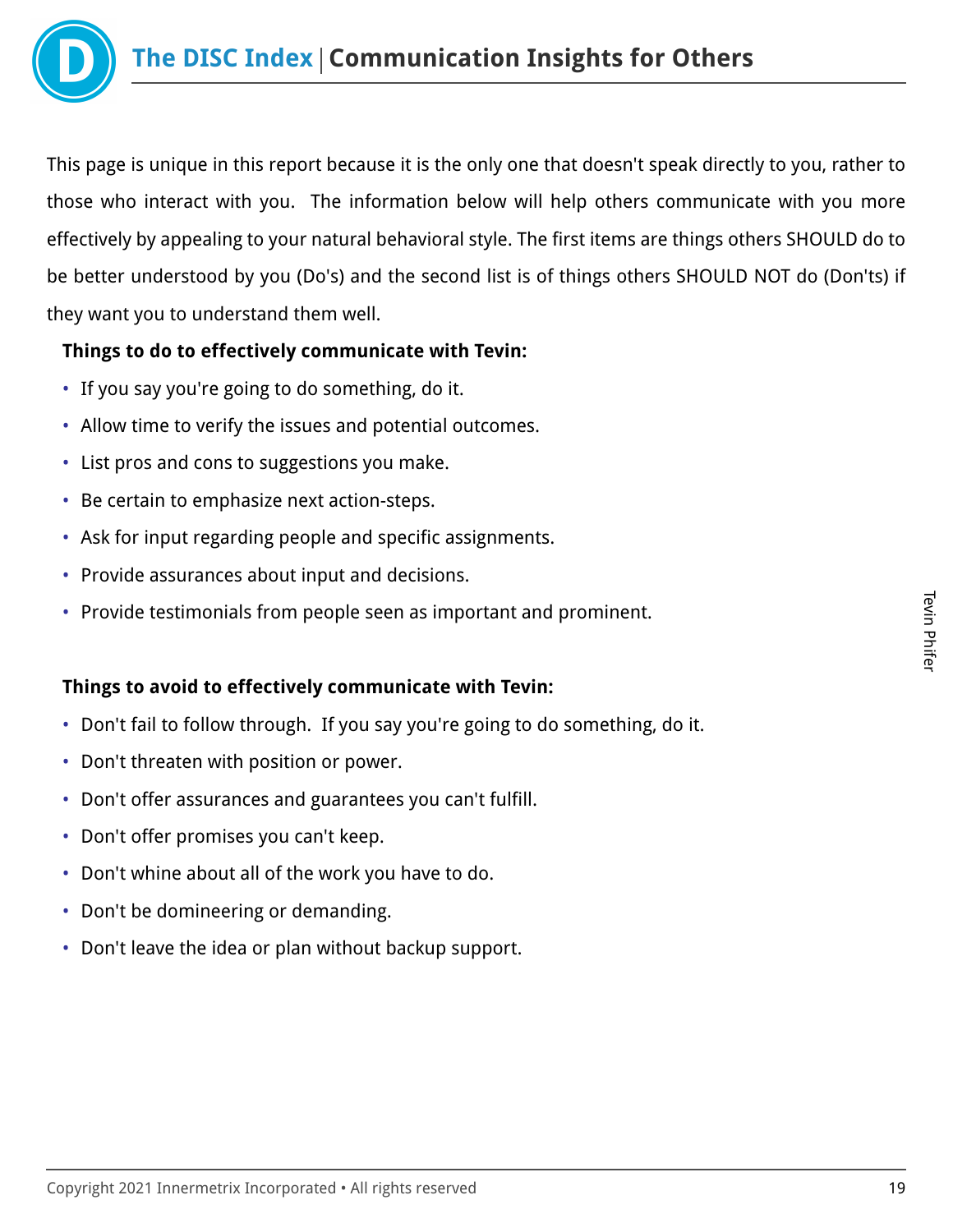# The DISC Index | Communication Insights for Others

This page is unique in this report because it is the only one that doesn't speak directly to you, rather to those who interact with you. The information below will help others communicate with you more effectively by appealing to your natural behavioral style. The first items are things others SHOULD do to be better understood by you (Do's) and the second list is of things others SHOULD NOT do (Don'ts) if they want you to understand them well.

**Things to do to effectively communicate with Tevin:**

- If you say you're going to do something, do it.
- Allow time to verify the issues and potential outcomes.
- List pros and cons to suggestions you make.
- Be certain to emphasize next action-steps.
- Ask for input regarding people and specific assignments.
- Provide assurances about input and decisions.
- Provide testimonials from people seen as important and prominent.

**Things to avoid to effectively communicate with Tevin:**

- Don't fail to follow through. If you say you're going to do something, do it.
- Don't threaten with position or power.
- Don't offer assurances and guarantees you can't fulfill.
- Don't offer promises you can't keep.
- Don't whine about all of the work you have to do.
- Don't be domineering or demanding.
- Don't leave the idea or plan without backup support.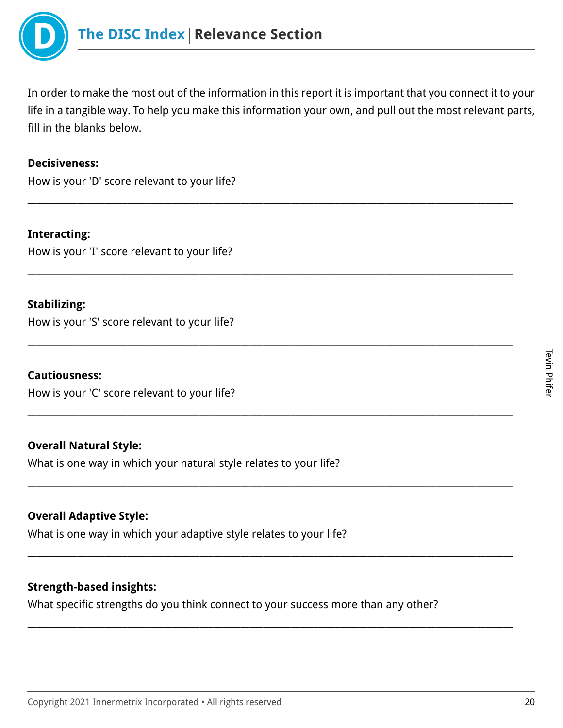# The DISC Index | Relevance Section

In order to make the most out of the information in this report it is important that you connect it to your life in a tangible way. To help you make this information your own, and pull out the most relevant parts, fill in the blanks below.

**Decisiveness:**

How is your 'D' score relevant to your life?

_______________________________________________________________________________

**Interacting:**

How is your 'I' score relevant to your life?

_______________________________________________________________________________

**Stabilizing:**

How is your 'S' score relevant to your life?

_______________________________________________________________________________

**Cautiousness:**

How is your 'C' score relevant to your life?

_______________________________________________________________________________

**Overall Natural Style:**

What is one way in which your natural style relates to your life?

_______________________________________________________________________________

**Overall Adaptive Style:**

What is one way in which your adaptive style relates to your life?

_______________________________________________________________________________

**Strength-based insights:**

What specific strengths do you think connect to your success more than any other?

_______________________________________________________________________________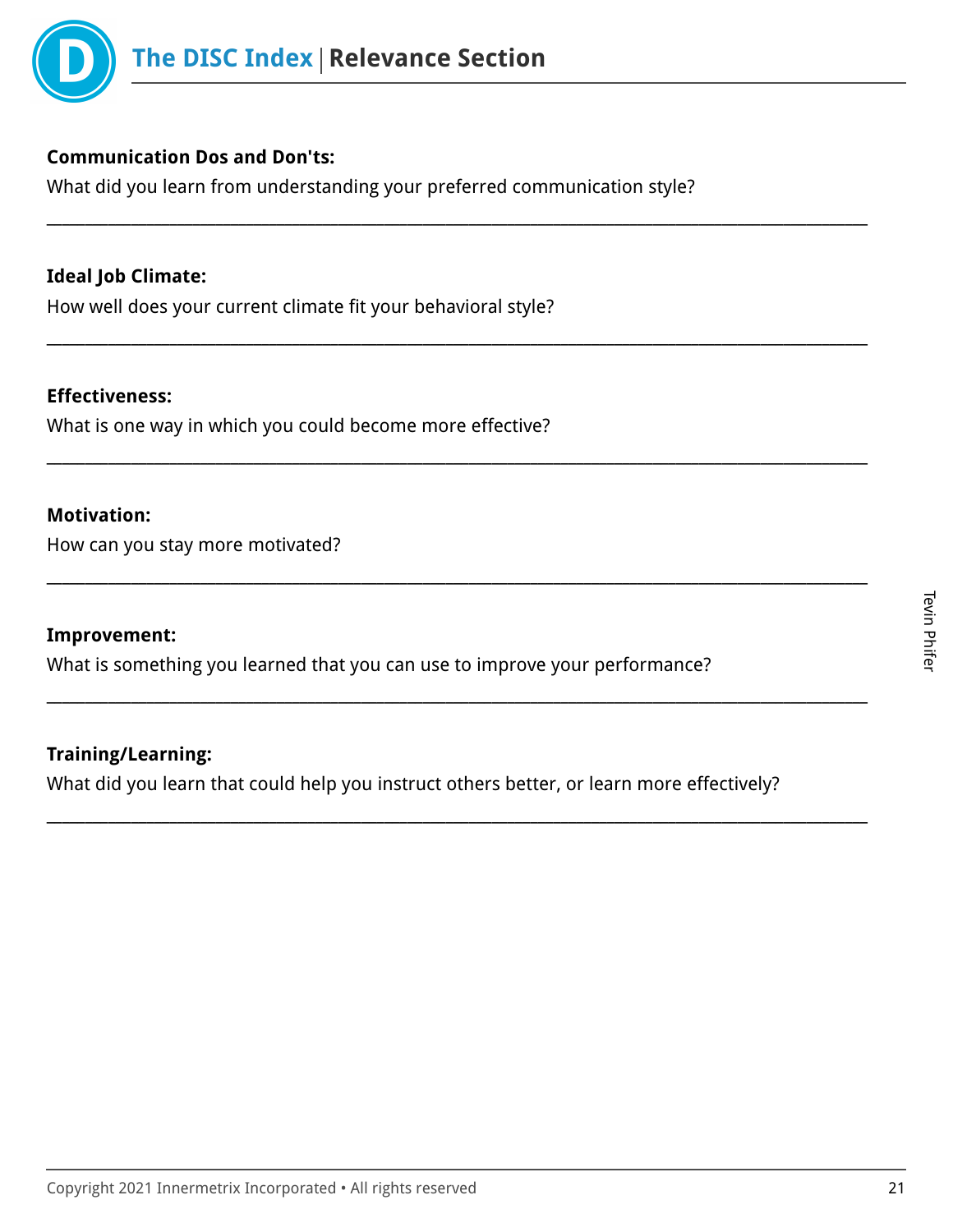# The DISC Index | Relevance Section

**Communication Dos and Don'ts:**

What did you learn from understanding your preferred communication style?

________________________________________________________________________________

**Ideal Job Climate:**

How well does your current climate fit your behavioral style?

________________________________________________________________________________

**Effectiveness:**

What is one way in which you could become more effective?

________________________________________________________________________________

**Motivation:**

How can you stay more motivated?

________________________________________________________________________________

**Improvement:**

What is something you learned that you can use to improve your performance?

________________________________________________________________________________

**Training/Learning:**

What did you learn that could help you instruct others better, or learn more effectively?

________________________________________________________________________________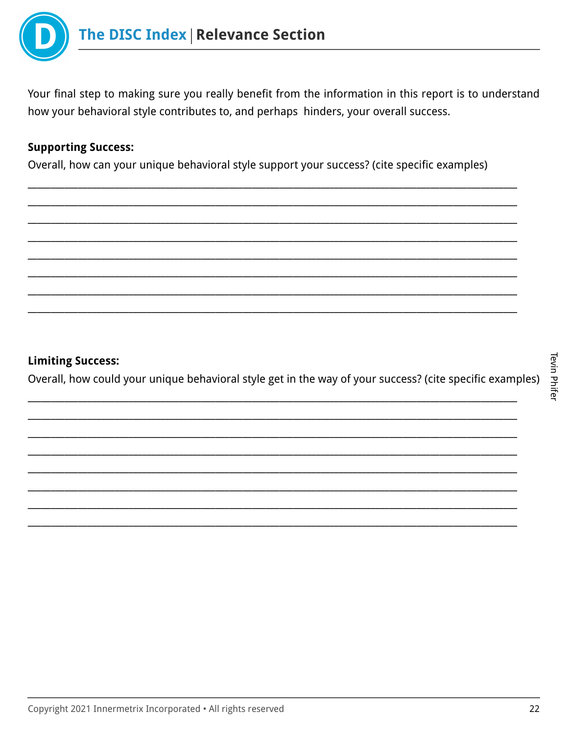# The DISC Index | Relevance Section

Your final step to making sure you really benefit from the information in this report is to understand how your behavioral style contributes to, and perhaps hinders, your overall success.

**Supporting Success:**

Overall, how can your unique behavioral style support your success? (cite specific examples)

______________________________________________________________________________

______________________________________________________________________________

______________________________________________________________________________

______________________________________________________________________________

______________________________________________________________________________

______________________________________________________________________________

______________________________________________________________________________

______________________________________________________________________________

**Limiting Success:**

Overall, how could your unique behavioral style get in the way of your success? (cite specific examples)

______________________________________________________________________________

______________________________________________________________________________

______________________________________________________________________________

______________________________________________________________________________

______________________________________________________________________________

______________________________________________________________________________

______________________________________________________________________________

______________________________________________________________________________